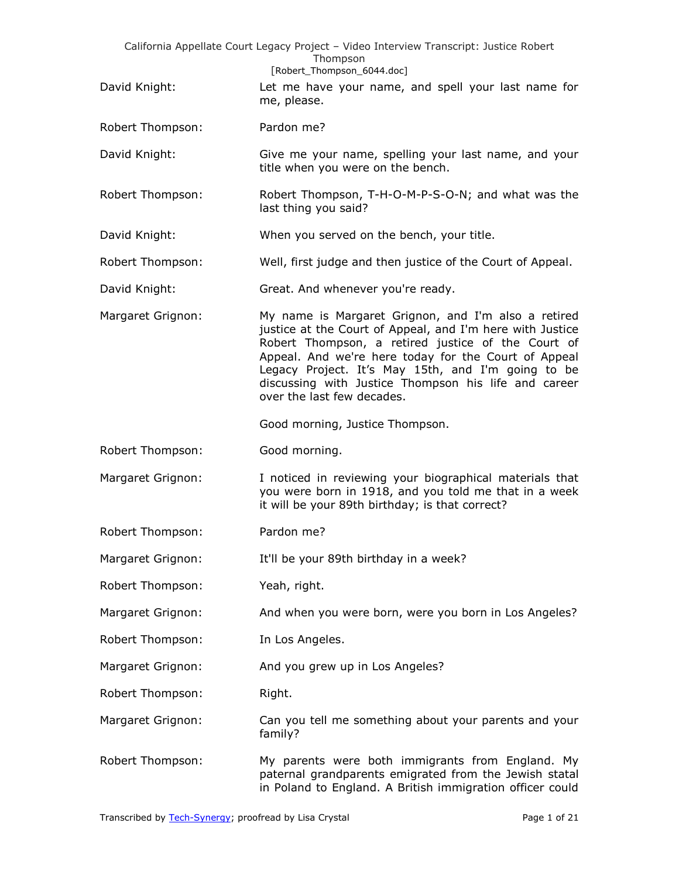David Knight: Let me have your name, and spell your last name for me, please.

Robert Thompson: Pardon me?

David Knight: Give me your name, spelling your last name, and your title when you were on the bench.

Robert Thompson: Robert Thompson, T-H-O-M-P-S-O-N; and what was the last thing you said?

David Knight: When you served on the bench, your title.

Robert Thompson: Well, first judge and then justice of the Court of Appeal.

David Knight: Great. And whenever you're ready.

Margaret Grignon: My name is Margaret Grignon, and I'm also a retired justice at the Court of Appeal, and I'm here with Justice Robert Thompson, a retired justice of the Court of Appeal. And we're here today for the Court of Appeal Legacy Project. It's May 15th, and I'm going to be discussing with Justice Thompson his life and career over the last few decades.

Good morning, Justice Thompson.

Robert Thompson: Good morning.

Margaret Grignon: I noticed in reviewing your biographical materials that you were born in 1918, and you told me that in a week it will be your 89th birthday; is that correct?

Robert Thompson: Pardon me?

Margaret Grignon: It'll be your 89th birthday in a week?

Robert Thompson: Yeah, right.

Margaret Grignon: And when you were born, were you born in Los Angeles?

Robert Thompson: In Los Angeles.

Margaret Grignon: And you grew up in Los Angeles?

Robert Thompson: Right.

Margaret Grignon: Can you tell me something about your parents and your family?

Robert Thompson: My parents were both immigrants from England. My paternal grandparents emigrated from the Jewish statal in Poland to England. A British immigration officer could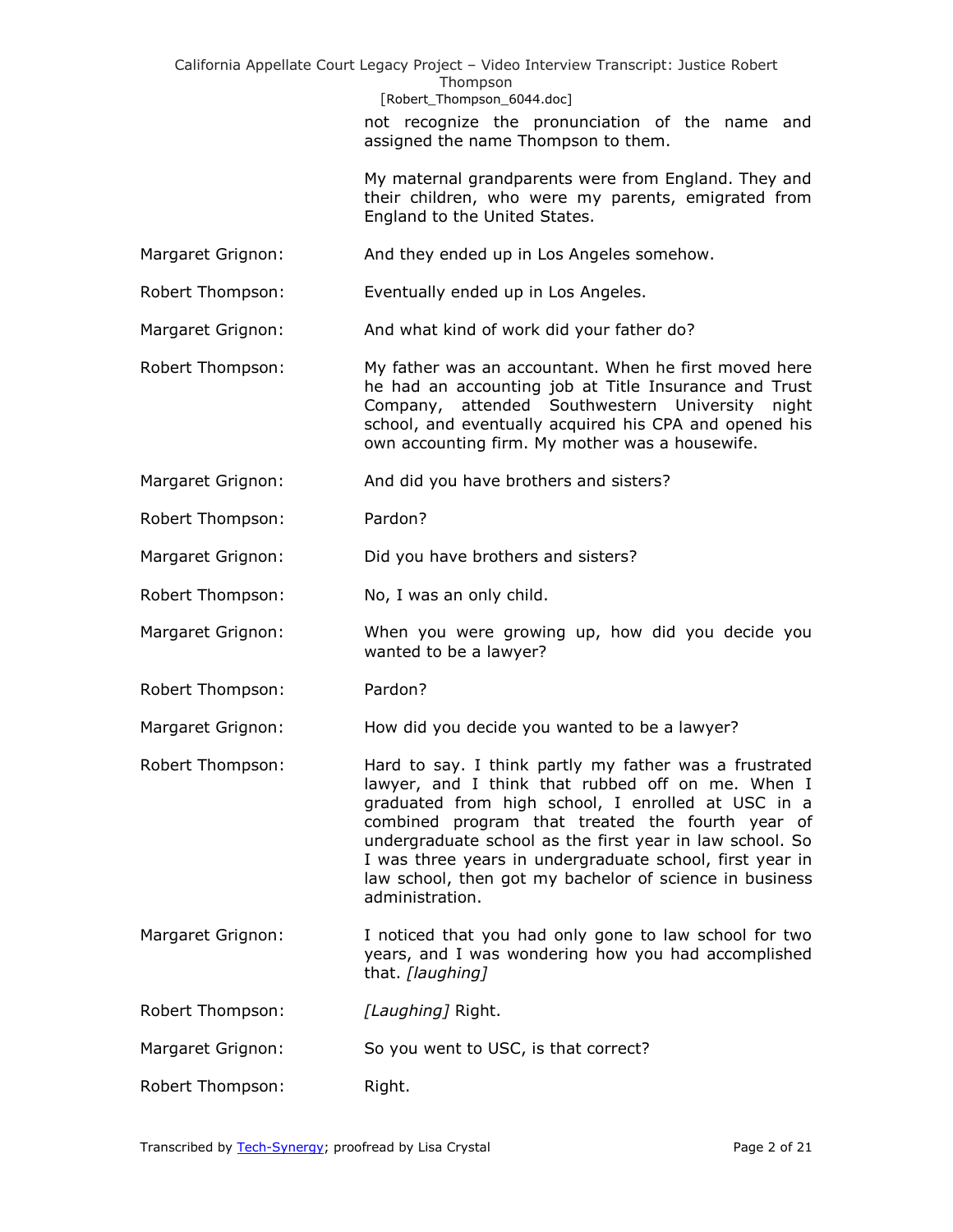not recognize the pronunciation of the name and assigned the name Thompson to them.

My maternal grandparents were from England. They and their children, who were my parents, emigrated from England to the United States.

Margaret Grignon: And they ended up in Los Angeles somehow.

Robert Thompson: Eventually ended up in Los Angeles.

Margaret Grignon: And what kind of work did your father do?

Robert Thompson: My father was an accountant. When he first moved here he had an accounting job at Title Insurance and Trust Company, attended Southwestern University night school, and eventually acquired his CPA and opened his own accounting firm. My mother was a housewife.

Margaret Grignon: And did you have brothers and sisters?

Robert Thompson: Pardon?

Margaret Grignon: Did you have brothers and sisters?

Robert Thompson: No, I was an only child.

Margaret Grignon: When you were growing up, how did you decide you wanted to be a lawyer?

Robert Thompson: Pardon?

Margaret Grignon: How did you decide you wanted to be a lawyer?

Robert Thompson: Hard to say. I think partly my father was a frustrated lawyer, and I think that rubbed off on me. When I graduated from high school, I enrolled at USC in a combined program that treated the fourth year of undergraduate school as the first year in law school. So I was three years in undergraduate school, first year in law school, then got my bachelor of science in business administration.

Margaret Grignon: I noticed that you had only gone to law school for two years, and I was wondering how you had accomplished that. *[laughing]*

Robert Thompson: *[Laughing]* Right.

Margaret Grignon: So you went to USC, is that correct?

Robert Thompson: Right.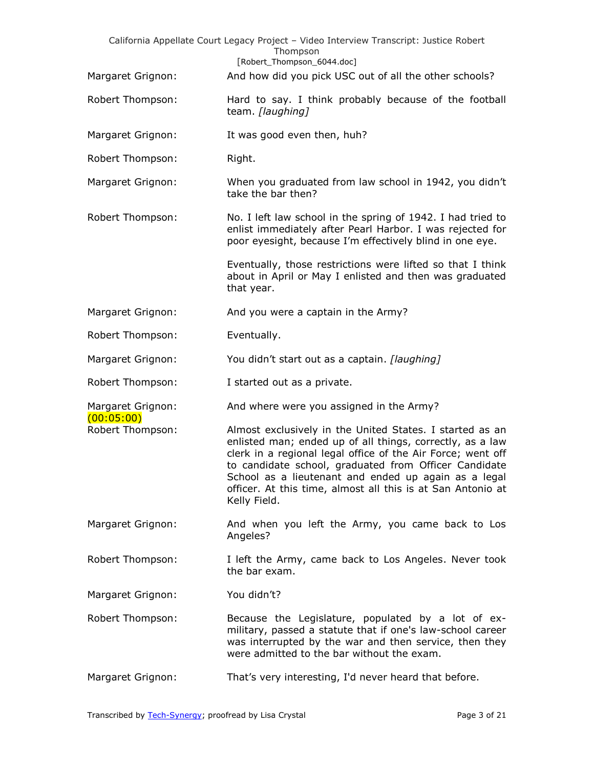Margaret Grignon: And how did you pick USC out of all the other schools?

Robert Thompson: Hard to say. I think probably because of the football team. *[laughing]*

Margaret Grignon: It was good even then, huh?

Robert Thompson: Right.

Margaret Grignon: When you graduated from law school in 1942, you didn't take the bar then?

Robert Thompson: No. I left law school in the spring of 1942. I had tried to enlist immediately after Pearl Harbor. I was rejected for poor eyesight, because I'm effectively blind in one eye.

Eventually, those restrictions were lifted so that I think about in April or May I enlisted and then was graduated that year.

Margaret Grignon: And you were a captain in the Army?

Robert Thompson: Eventually.

Margaret Grignon: You didn't start out as a captain. *[laughing]*

Robert Thompson: I started out as a private.

Margaret Grignon: And where were you assigned in the Army?

(00:05:00)

Robert Thompson: Almost exclusively in the United States. I started as an enlisted man; ended up of all things, correctly, as a law clerk in a regional legal office of the Air Force; went off to candidate school, graduated from Officer Candidate School as a lieutenant and ended up again as a legal officer. At this time, almost all this is at San Antonio at Kelly Field.

Margaret Grignon: And when you left the Army, you came back to Los Angeles?

Robert Thompson: I left the Army, came back to Los Angeles. Never took the bar exam.

Margaret Grignon: You didn't?

Robert Thompson: Because the Legislature, populated by a lot of ex-military, passed a statute that if one's law-school career was interrupted by the war and then service, then they were admitted to the bar without the exam.

Margaret Grignon: That's very interesting, I'd never heard that before.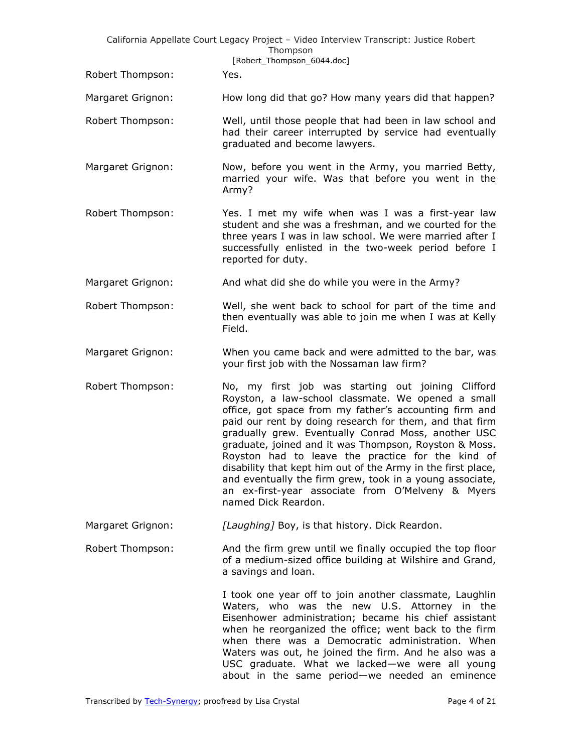Robert Thompson: Yes.

Margaret Grignon: How long did that go? How many years did that happen?

Robert Thompson: Well, until those people that had been in law school and had their career interrupted by service had eventually graduated and become lawyers.

Margaret Grignon: Now, before you went in the Army, you married Betty, married your wife. Was that before you went in the Army?

Robert Thompson: Yes. I met my wife when was I was a first-year law student and she was a freshman, and we courted for the three years I was in law school. We were married after I successfully enlisted in the two-week period before I reported for duty.

Margaret Grignon: And what did she do while you were in the Army?

Robert Thompson: Well, she went back to school for part of the time and then eventually was able to join me when I was at Kelly Field.

Margaret Grignon: When you came back and were admitted to the bar, was your first job with the Nossaman law firm?

Robert Thompson: No, my first job was starting out joining Clifford Royston, a law-school classmate. We opened a small office, got space from my father's accounting firm and paid our rent by doing research for them, and that firm gradually grew. Eventually Conrad Moss, another USC graduate, joined and it was Thompson, Royston & Moss. Royston had to leave the practice for the kind of disability that kept him out of the Army in the first place, and eventually the firm grew, took in a young associate, an ex-first-year associate from O'Melveny & Myers named Dick Reardon.

Margaret Grignon: *[Laughing]* Boy, is that history. Dick Reardon.

Robert Thompson: And the firm grew until we finally occupied the top floor of a medium-sized office building at Wilshire and Grand, a savings and loan.

I took one year off to join another classmate, Laughlin Waters, who was the new U.S. Attorney in the Eisenhower administration; became his chief assistant when he reorganized the office; went back to the firm when there was a Democratic administration. When Waters was out, he joined the firm. And he also was a USC graduate. What we lacked—we were all young about in the same period—we needed an eminence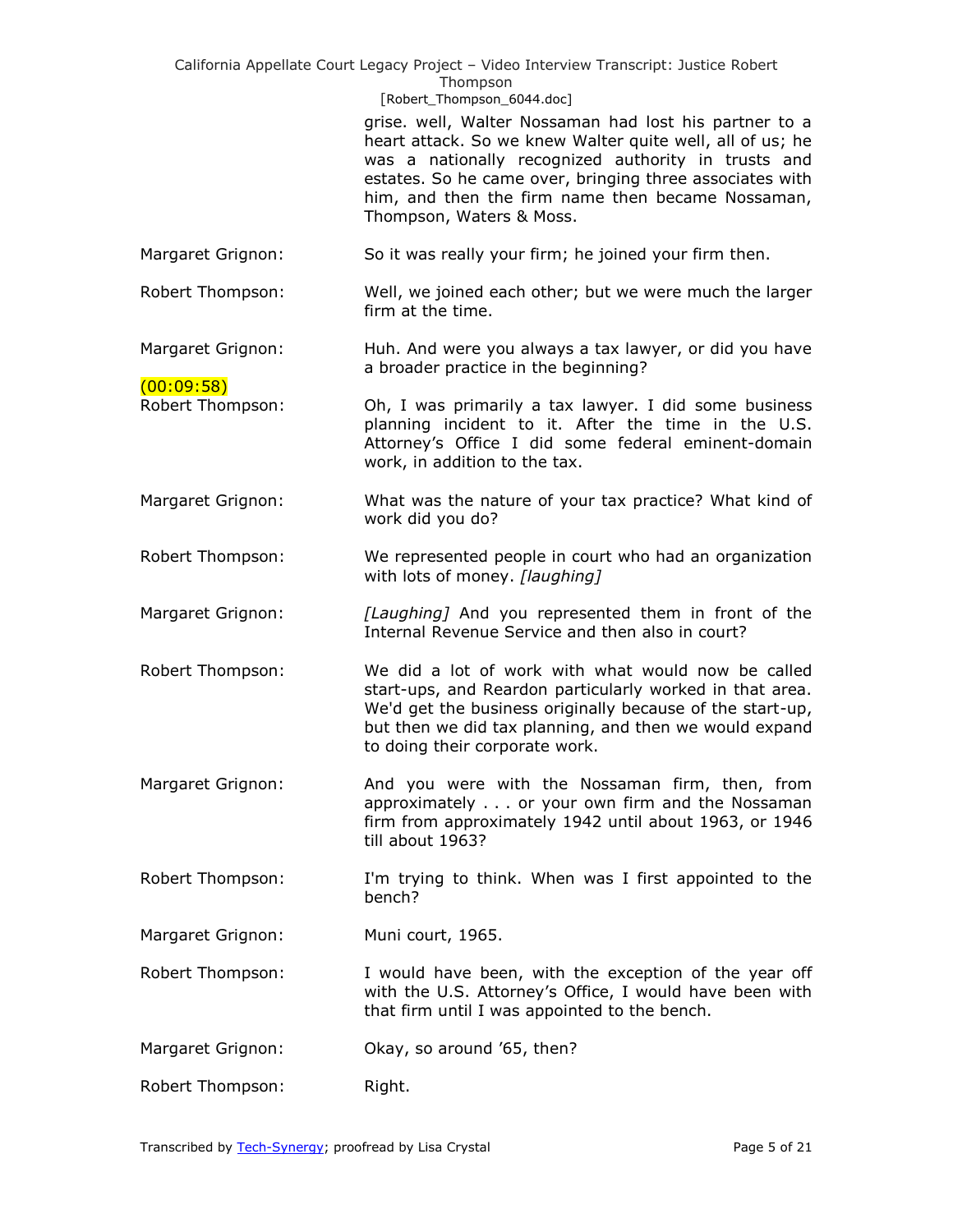grise. well, Walter Nossaman had lost his partner to a heart attack. So we knew Walter quite well, all of us; he was a nationally recognized authority in trusts and estates. So he came over, bringing three associates with him, and then the firm name then became Nossaman, Thompson, Waters & Moss.

Margaret Grignon: So it was really your firm; he joined your firm then.

Robert Thompson: Well, we joined each other; but we were much the larger firm at the time.

Margaret Grignon: Huh. And were you always a tax lawyer, or did you have a broader practice in the beginning?

(00:09:58)

Robert Thompson: Oh, I was primarily a tax lawyer. I did some business planning incident to it. After the time in the U.S. Attorney's Office I did some federal eminent-domain work, in addition to the tax.

Margaret Grignon: What was the nature of your tax practice? What kind of work did you do?

Robert Thompson: We represented people in court who had an organization with lots of money. *[laughing]*

Margaret Grignon: *[Laughing]* And you represented them in front of the Internal Revenue Service and then also in court?

Robert Thompson: We did a lot of work with what would now be called start-ups, and Reardon particularly worked in that area. We'd get the business originally because of the start-up, but then we did tax planning, and then we would expand to doing their corporate work.

Margaret Grignon: And you were with the Nossaman firm, then, from approximately . . . or your own firm and the Nossaman firm from approximately 1942 until about 1963, or 1946 till about 1963?

Robert Thompson: I'm trying to think. When was I first appointed to the bench?

Margaret Grignon: Muni court, 1965.

Robert Thompson: I would have been, with the exception of the year off with the U.S. Attorney's Office, I would have been with that firm until I was appointed to the bench.

Margaret Grignon: Okay, so around '65, then?

Robert Thompson: Right.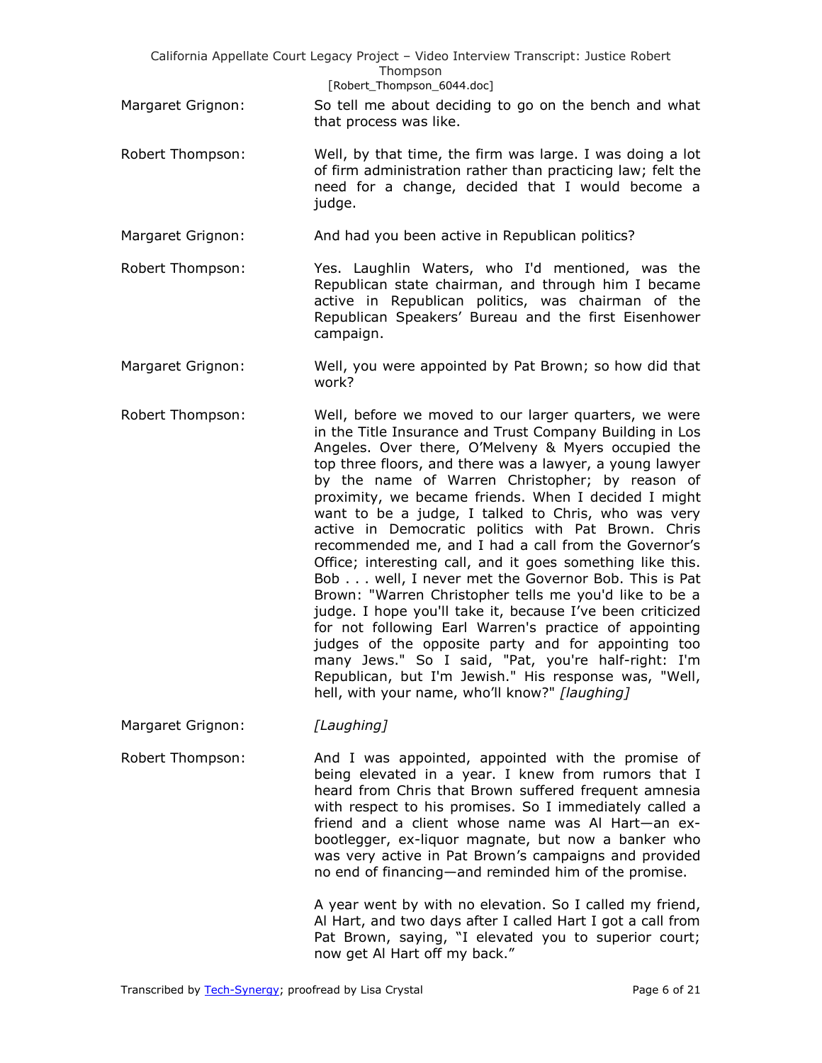Margaret Grignon: So tell me about deciding to go on the bench and what that process was like.

Robert Thompson: Well, by that time, the firm was large. I was doing a lot of firm administration rather than practicing law; felt the need for a change, decided that I would become a judge.

Margaret Grignon: And had you been active in Republican politics?

Robert Thompson: Yes. Laughlin Waters, who I'd mentioned, was the Republican state chairman, and through him I became active in Republican politics, was chairman of the Republican Speakers' Bureau and the first Eisenhower campaign.

Margaret Grignon: Well, you were appointed by Pat Brown; so how did that work?

Robert Thompson: Well, before we moved to our larger quarters, we were in the Title Insurance and Trust Company Building in Los Angeles. Over there, O'Melveny & Myers occupied the top three floors, and there was a lawyer, a young lawyer by the name of Warren Christopher; by reason of proximity, we became friends. When I decided I might want to be a judge, I talked to Chris, who was very active in Democratic politics with Pat Brown. Chris recommended me, and I had a call from the Governor's Office; interesting call, and it goes something like this. Bob . . . well, I never met the Governor Bob. This is Pat Brown: "Warren Christopher tells me you'd like to be a judge. I hope you'll take it, because I've been criticized for not following Earl Warren's practice of appointing judges of the opposite party and for appointing too many Jews." So I said, "Pat, you're half-right: I'm Republican, but I'm Jewish." His response was, "Well, hell, with your name, who'll know?" *[laughing]*

Margaret Grignon: *[Laughing]*

Robert Thompson: And I was appointed, appointed with the promise of being elevated in a year. I knew from rumors that I heard from Chris that Brown suffered frequent amnesia with respect to his promises. So I immediately called a friend and a client whose name was Al Hart—an ex-bootlegger, ex-liquor magnate, but now a banker who was very active in Pat Brown's campaigns and provided no end of financing—and reminded him of the promise.

A year went by with no elevation. So I called my friend, Al Hart, and two days after I called Hart I got a call from Pat Brown, saying, "I elevated you to superior court; now get Al Hart off my back."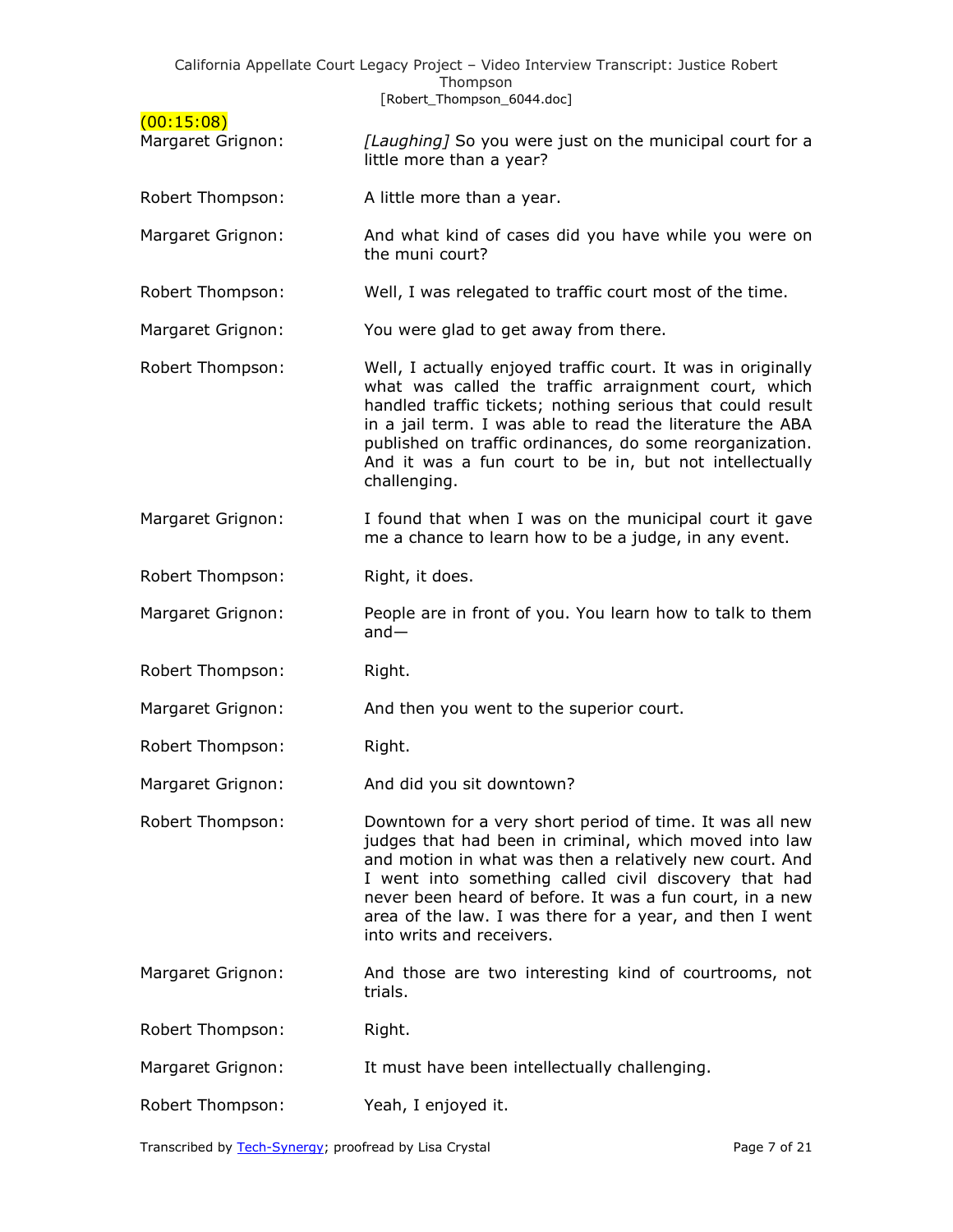(00:15:08)

**Margaret Grignon:** *[Laughing]* So you were just on the municipal court for a little more than a year?

**Robert Thompson:** A little more than a year.

**Margaret Grignon:** And what kind of cases did you have while you were on the muni court?

**Robert Thompson:** Well, I was relegated to traffic court most of the time.

**Margaret Grignon:** You were glad to get away from there.

**Robert Thompson:** Well, I actually enjoyed traffic court. It was in originally what was called the traffic arraignment court, which handled traffic tickets; nothing serious that could result in a jail term. I was able to read the literature the ABA published on traffic ordinances, do some reorganization. And it was a fun court to be in, but not intellectually challenging.

**Margaret Grignon:** I found that when I was on the municipal court it gave me a chance to learn how to be a judge, in any event.

**Robert Thompson:** Right, it does.

**Margaret Grignon:** People are in front of you. You learn how to talk to them and—

**Robert Thompson:** Right.

**Margaret Grignon:** And then you went to the superior court.

**Robert Thompson:** Right.

**Margaret Grignon:** And did you sit downtown?

**Robert Thompson:** Downtown for a very short period of time. It was all new judges that had been in criminal, which moved into law and motion in what was then a relatively new court. And I went into something called civil discovery that had never been heard of before. It was a fun court, in a new area of the law. I was there for a year, and then I went into writs and receivers.

**Margaret Grignon:** And those are two interesting kind of courtrooms, not trials.

**Robert Thompson:** Right.

**Margaret Grignon:** It must have been intellectually challenging.

**Robert Thompson:** Yeah, I enjoyed it.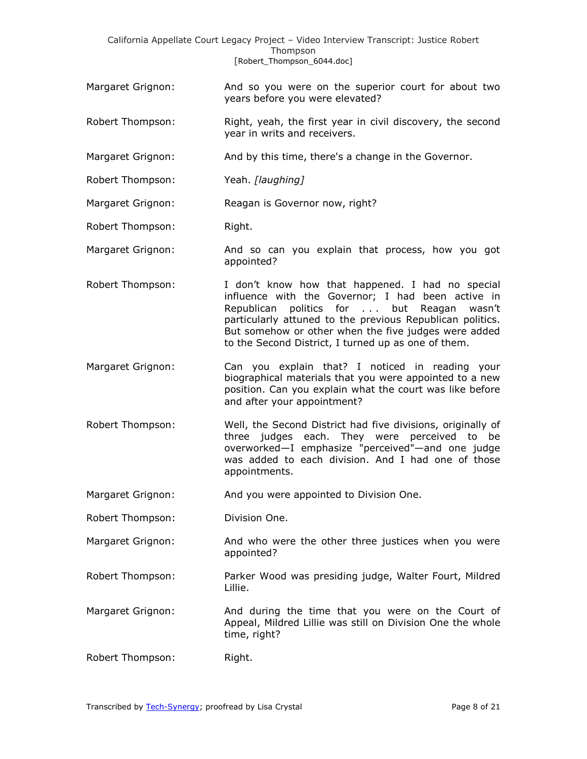Margaret Grignon: And so you were on the superior court for about two years before you were elevated?

Robert Thompson: Right, yeah, the first year in civil discovery, the second year in writs and receivers.

Margaret Grignon: And by this time, there's a change in the Governor.

Robert Thompson: Yeah. *[laughing]*

Margaret Grignon: Reagan is Governor now, right?

Robert Thompson: Right.

Margaret Grignon: And so can you explain that process, how you got appointed?

Robert Thompson: I don't know how that happened. I had no special influence with the Governor; I had been active in Republican politics for . . . but Reagan wasn't particularly attuned to the previous Republican politics. But somehow or other when the five judges were added to the Second District, I turned up as one of them.

Margaret Grignon: Can you explain that? I noticed in reading your biographical materials that you were appointed to a new position. Can you explain what the court was like before and after your appointment?

Robert Thompson: Well, the Second District had five divisions, originally of three judges each. They were perceived to be overworked—I emphasize "perceived"—and one judge was added to each division. And I had one of those appointments.

Margaret Grignon: And you were appointed to Division One.

Robert Thompson: Division One.

Margaret Grignon: And who were the other three justices when you were appointed?

Robert Thompson: Parker Wood was presiding judge, Walter Fourt, Mildred Lillie.

Margaret Grignon: And during the time that you were on the Court of Appeal, Mildred Lillie was still on Division One the whole time, right?

Robert Thompson: Right.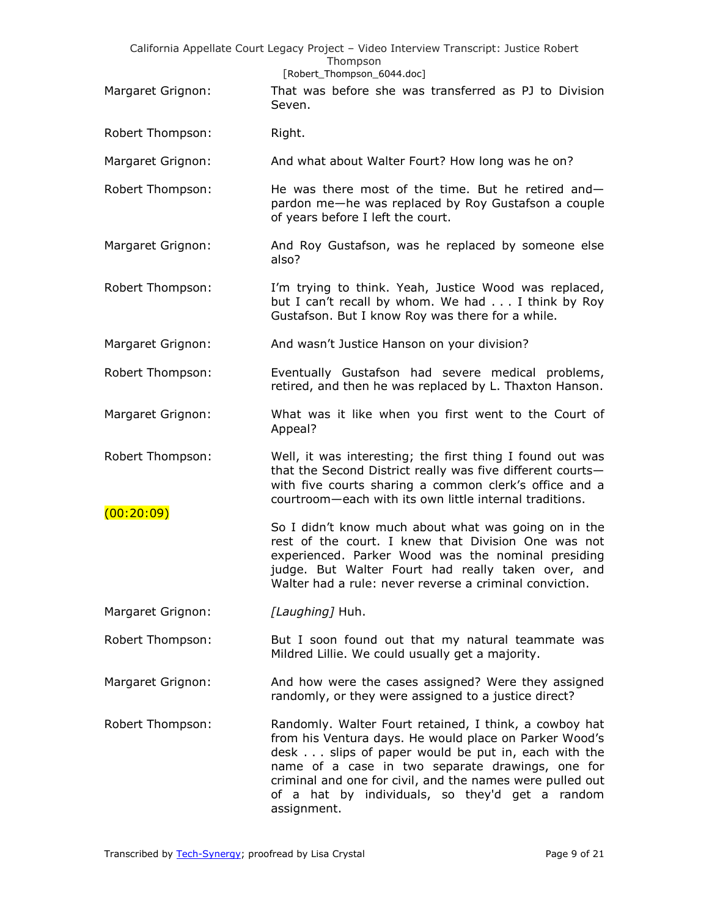Margaret Grignon: That was before she was transferred as PJ to Division Seven.

Robert Thompson: Right.

Margaret Grignon: And what about Walter Fourt? How long was he on?

Robert Thompson: He was there most of the time. But he retired and—pardon me—he was replaced by Roy Gustafson a couple of years before I left the court.

Margaret Grignon: And Roy Gustafson, was he replaced by someone else also?

Robert Thompson: I'm trying to think. Yeah, Justice Wood was replaced, but I can't recall by whom. We had . . . I think by Roy Gustafson. But I know Roy was there for a while.

Margaret Grignon: And wasn't Justice Hanson on your division?

Robert Thompson: Eventually Gustafson had severe medical problems, retired, and then he was replaced by L. Thaxton Hanson.

Margaret Grignon: What was it like when you first went to the Court of Appeal?

Robert Thompson: Well, it was interesting; the first thing I found out was that the Second District really was five different courts—with five courts sharing a common clerk's office and a courtroom—each with its own little internal traditions.

(00:20:09)

So I didn't know much about what was going on in the rest of the court. I knew that Division One was not experienced. Parker Wood was the nominal presiding judge. But Walter Fourt had really taken over, and Walter had a rule: never reverse a criminal conviction.

Margaret Grignon: *[Laughing]* Huh.

Robert Thompson: But I soon found out that my natural teammate was Mildred Lillie. We could usually get a majority.

Margaret Grignon: And how were the cases assigned? Were they assigned randomly, or they were assigned to a justice direct?

Robert Thompson: Randomly. Walter Fourt retained, I think, a cowboy hat from his Ventura days. He would place on Parker Wood's desk . . . slips of paper would be put in, each with the name of a case in two separate drawings, one for criminal and one for civil, and the names were pulled out of a hat by individuals, so they'd get a random assignment.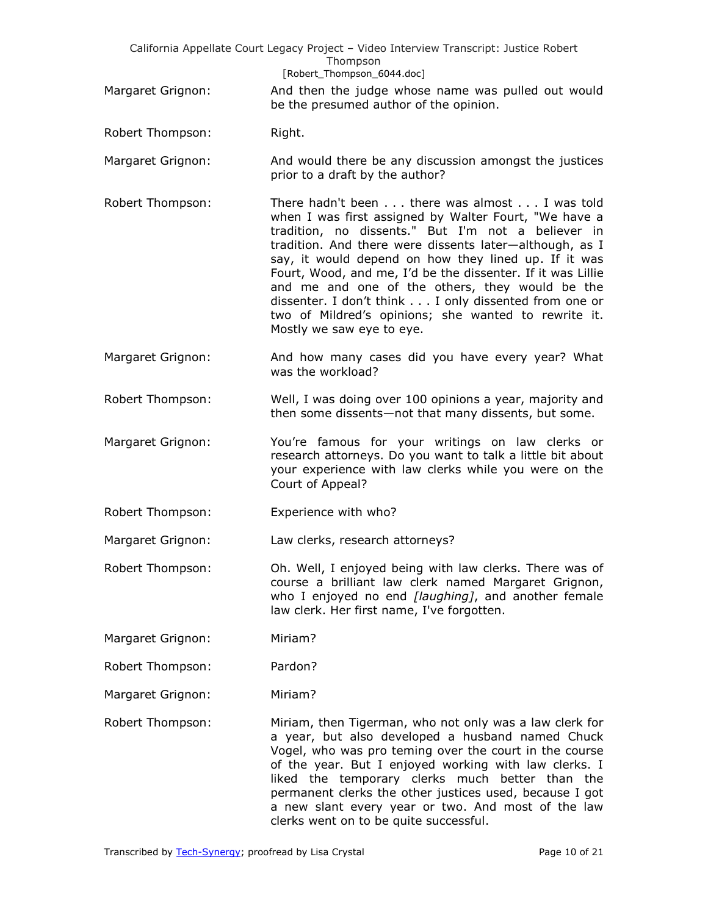Margaret Grignon: And then the judge whose name was pulled out would be the presumed author of the opinion.

Robert Thompson: Right.

Margaret Grignon: And would there be any discussion amongst the justices prior to a draft by the author?

Robert Thompson: There hadn't been . . . there was almost . . . I was told when I was first assigned by Walter Fourt, "We have a tradition, no dissents." But I'm not a believer in tradition. And there were dissents later—although, as I say, it would depend on how they lined up. If it was Fourt, Wood, and me, I'd be the dissenter. If it was Lillie and me and one of the others, they would be the dissenter. I don't think . . . I only dissented from one or two of Mildred's opinions; she wanted to rewrite it. Mostly we saw eye to eye.

Margaret Grignon: And how many cases did you have every year? What was the workload?

Robert Thompson: Well, I was doing over 100 opinions a year, majority and then some dissents—not that many dissents, but some.

Margaret Grignon: You're famous for your writings on law clerks or research attorneys. Do you want to talk a little bit about your experience with law clerks while you were on the Court of Appeal?

Robert Thompson: Experience with who?

Margaret Grignon: Law clerks, research attorneys?

Robert Thompson: Oh. Well, I enjoyed being with law clerks. There was of course a brilliant law clerk named Margaret Grignon, who I enjoyed no end *[laughing]*, and another female law clerk. Her first name, I've forgotten.

Margaret Grignon: Miriam?

Robert Thompson: Pardon?

Margaret Grignon: Miriam?

Robert Thompson: Miriam, then Tigerman, who not only was a law clerk for a year, but also developed a husband named Chuck Vogel, who was pro teming over the court in the course of the year. But I enjoyed working with law clerks. I liked the temporary clerks much better than the permanent clerks the other justices used, because I got a new slant every year or two. And most of the law clerks went on to be quite successful.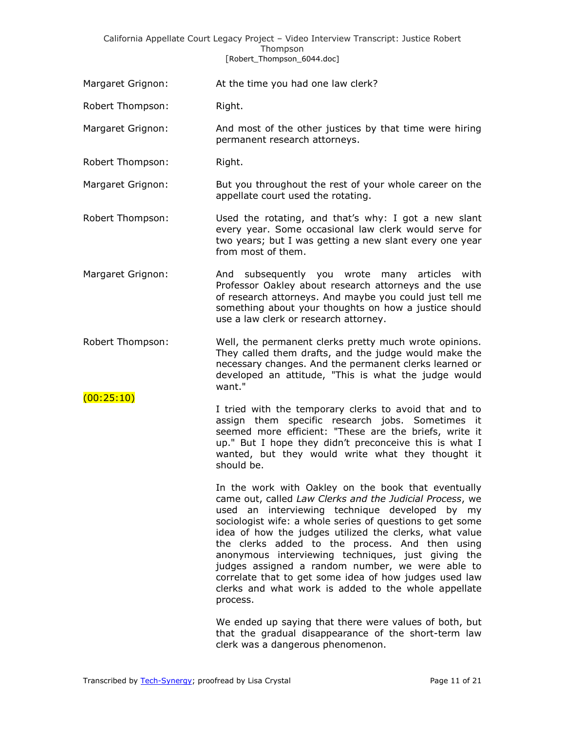Margaret Grignon: At the time you had one law clerk?

Robert Thompson: Right.

Margaret Grignon: And most of the other justices by that time were hiring permanent research attorneys.

Robert Thompson: Right.

Margaret Grignon: But you throughout the rest of your whole career on the appellate court used the rotating.

Robert Thompson: Used the rotating, and that's why: I got a new slant every year. Some occasional law clerk would serve for two years; but I was getting a new slant every one year from most of them.

Margaret Grignon: And subsequently you wrote many articles with Professor Oakley about research attorneys and the use of research attorneys. And maybe you could just tell me something about your thoughts on how a justice should use a law clerk or research attorney.

Robert Thompson: Well, the permanent clerks pretty much wrote opinions. They called them drafts, and the judge would make the necessary changes. And the permanent clerks learned or developed an attitude, "This is what the judge would want."

(00:25:10)

I tried with the temporary clerks to avoid that and to assign them specific research jobs. Sometimes it seemed more efficient: "These are the briefs, write it up." But I hope they didn't preconceive this is what I wanted, but they would write what they thought it should be.

In the work with Oakley on the book that eventually came out, called *Law Clerks and the Judicial Process*, we used an interviewing technique developed by my sociologist wife: a whole series of questions to get some idea of how the judges utilized the clerks, what value the clerks added to the process. And then using anonymous interviewing techniques, just giving the judges assigned a random number, we were able to correlate that to get some idea of how judges used law clerks and what work is added to the whole appellate process.

We ended up saying that there were values of both, but that the gradual disappearance of the short-term law clerk was a dangerous phenomenon.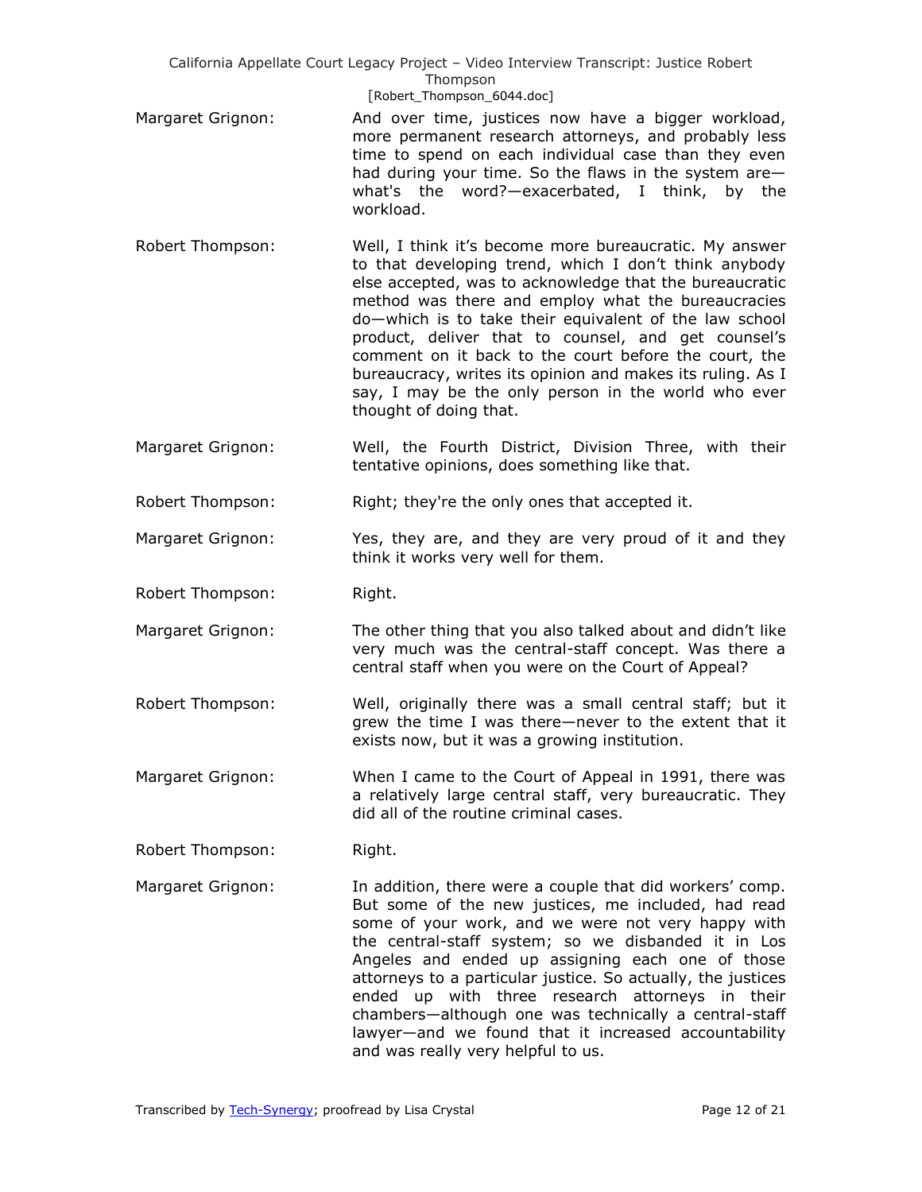Margaret Grignon: And over time, justices now have a bigger workload, more permanent research attorneys, and probably less time to spend on each individual case than they even had during your time. So the flaws in the system are—what's the word?—exacerbated, I think, by the workload.

Robert Thompson: Well, I think it's become more bureaucratic. My answer to that developing trend, which I don't think anybody else accepted, was to acknowledge that the bureaucratic method was there and employ what the bureaucracies do—which is to take their equivalent of the law school product, deliver that to counsel, and get counsel's comment on it back to the court before the court, the bureaucracy, writes its opinion and makes its ruling. As I say, I may be the only person in the world who ever thought of doing that.

Margaret Grignon: Well, the Fourth District, Division Three, with their tentative opinions, does something like that.

Robert Thompson: Right; they're the only ones that accepted it.

Margaret Grignon: Yes, they are, and they are very proud of it and they think it works very well for them.

Robert Thompson: Right.

Margaret Grignon: The other thing that you also talked about and didn't like very much was the central-staff concept. Was there a central staff when you were on the Court of Appeal?

Robert Thompson: Well, originally there was a small central staff; but it grew the time I was there—never to the extent that it exists now, but it was a growing institution.

Margaret Grignon: When I came to the Court of Appeal in 1991, there was a relatively large central staff, very bureaucratic. They did all of the routine criminal cases.

Robert Thompson: Right.

Margaret Grignon: In addition, there were a couple that did workers' comp. But some of the new justices, me included, had read some of your work, and we were not very happy with the central-staff system; so we disbanded it in Los Angeles and ended up assigning each one of those attorneys to a particular justice. So actually, the justices ended up with three research attorneys in their chambers—although one was technically a central-staff lawyer—and we found that it increased accountability and was really very helpful to us.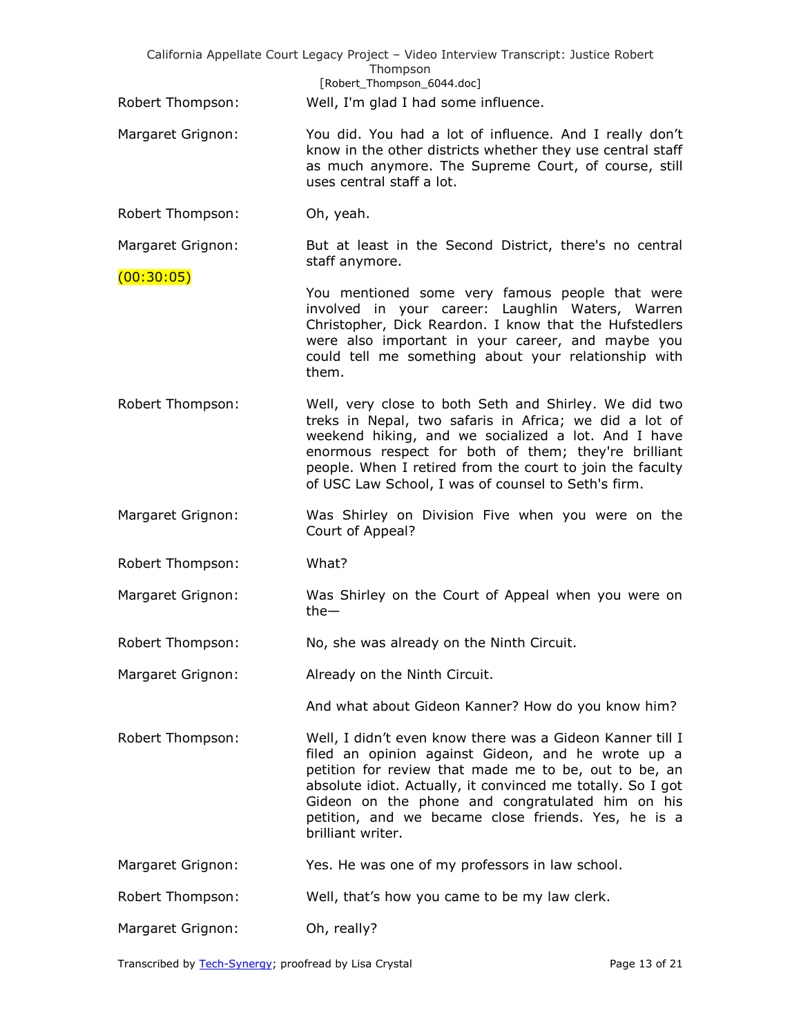Robert Thompson: Well, I'm glad I had some influence.

Margaret Grignon: You did. You had a lot of influence. And I really don't know in the other districts whether they use central staff as much anymore. The Supreme Court, of course, still uses central staff a lot.

Robert Thompson: Oh, yeah.

Margaret Grignon: But at least in the Second District, there's no central staff anymore.

(00:30:05)

You mentioned some very famous people that were involved in your career: Laughlin Waters, Warren Christopher, Dick Reardon. I know that the Hufstedlers were also important in your career, and maybe you could tell me something about your relationship with them.

Robert Thompson: Well, very close to both Seth and Shirley. We did two treks in Nepal, two safaris in Africa; we did a lot of weekend hiking, and we socialized a lot. And I have enormous respect for both of them; they're brilliant people. When I retired from the court to join the faculty of USC Law School, I was of counsel to Seth's firm.

Margaret Grignon: Was Shirley on Division Five when you were on the Court of Appeal?

Robert Thompson: What?

Margaret Grignon: Was Shirley on the Court of Appeal when you were on the—

Robert Thompson: No, she was already on the Ninth Circuit.

Margaret Grignon: Already on the Ninth Circuit.

And what about Gideon Kanner? How do you know him?

Robert Thompson: Well, I didn't even know there was a Gideon Kanner till I filed an opinion against Gideon, and he wrote up a petition for review that made me to be, out to be, an absolute idiot. Actually, it convinced me totally. So I got Gideon on the phone and congratulated him on his petition, and we became close friends. Yes, he is a brilliant writer.

Margaret Grignon: Yes. He was one of my professors in law school.

Robert Thompson: Well, that's how you came to be my law clerk.

Margaret Grignon: Oh, really?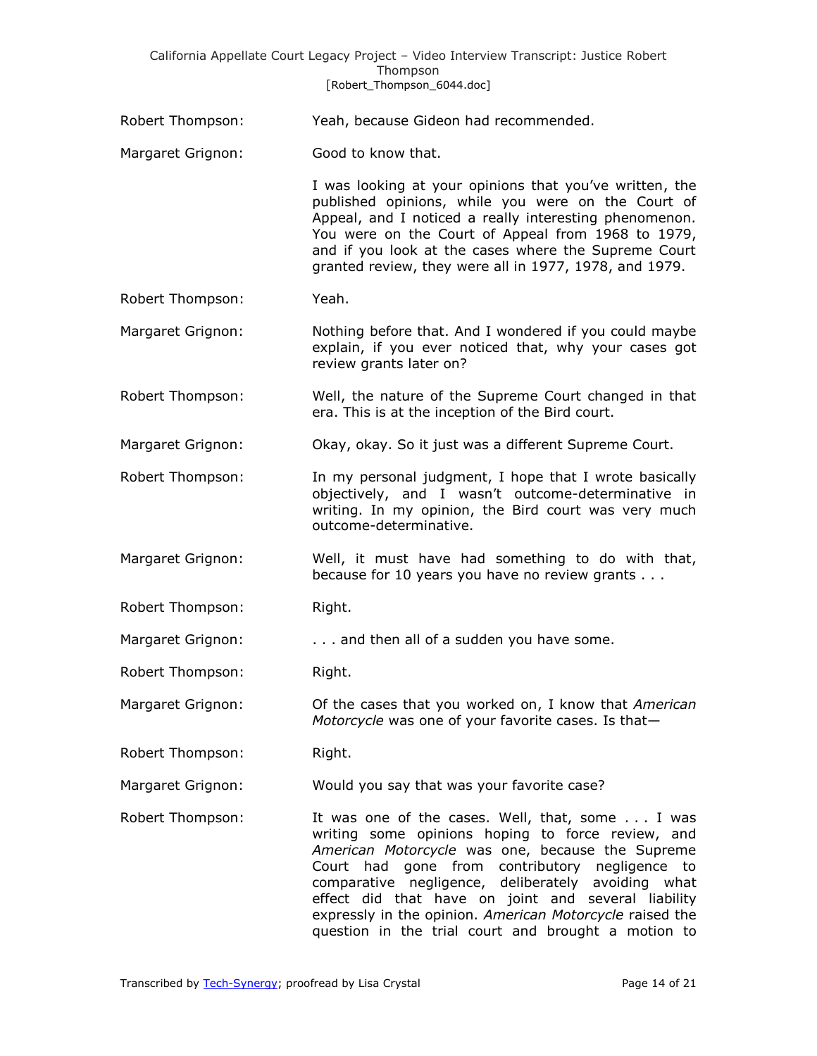Robert Thompson: Yeah, because Gideon had recommended.

Margaret Grignon: Good to know that.

I was looking at your opinions that you've written, the published opinions, while you were on the Court of Appeal, and I noticed a really interesting phenomenon. You were on the Court of Appeal from 1968 to 1979, and if you look at the cases where the Supreme Court granted review, they were all in 1977, 1978, and 1979.

Robert Thompson: Yeah.

Margaret Grignon: Nothing before that. And I wondered if you could maybe explain, if you ever noticed that, why your cases got review grants later on?

Robert Thompson: Well, the nature of the Supreme Court changed in that era. This is at the inception of the Bird court.

Margaret Grignon: Okay, okay. So it just was a different Supreme Court.

Robert Thompson: In my personal judgment, I hope that I wrote basically objectively, and I wasn't outcome-determinative in writing. In my opinion, the Bird court was very much outcome-determinative.

Margaret Grignon: Well, it must have had something to do with that, because for 10 years you have no review grants . . .

Robert Thompson: Right.

Margaret Grignon: . . . and then all of a sudden you have some.

Robert Thompson: Right.

Margaret Grignon: Of the cases that you worked on, I know that *American Motorcycle* was one of your favorite cases. Is that—

Robert Thompson: Right.

Margaret Grignon: Would you say that was your favorite case?

Robert Thompson: It was one of the cases. Well, that, some . . . I was writing some opinions hoping to force review, and *American Motorcycle* was one, because the Supreme Court had gone from contributory negligence to comparative negligence, deliberately avoiding what effect did that have on joint and several liability expressly in the opinion. *American Motorcycle* raised the question in the trial court and brought a motion to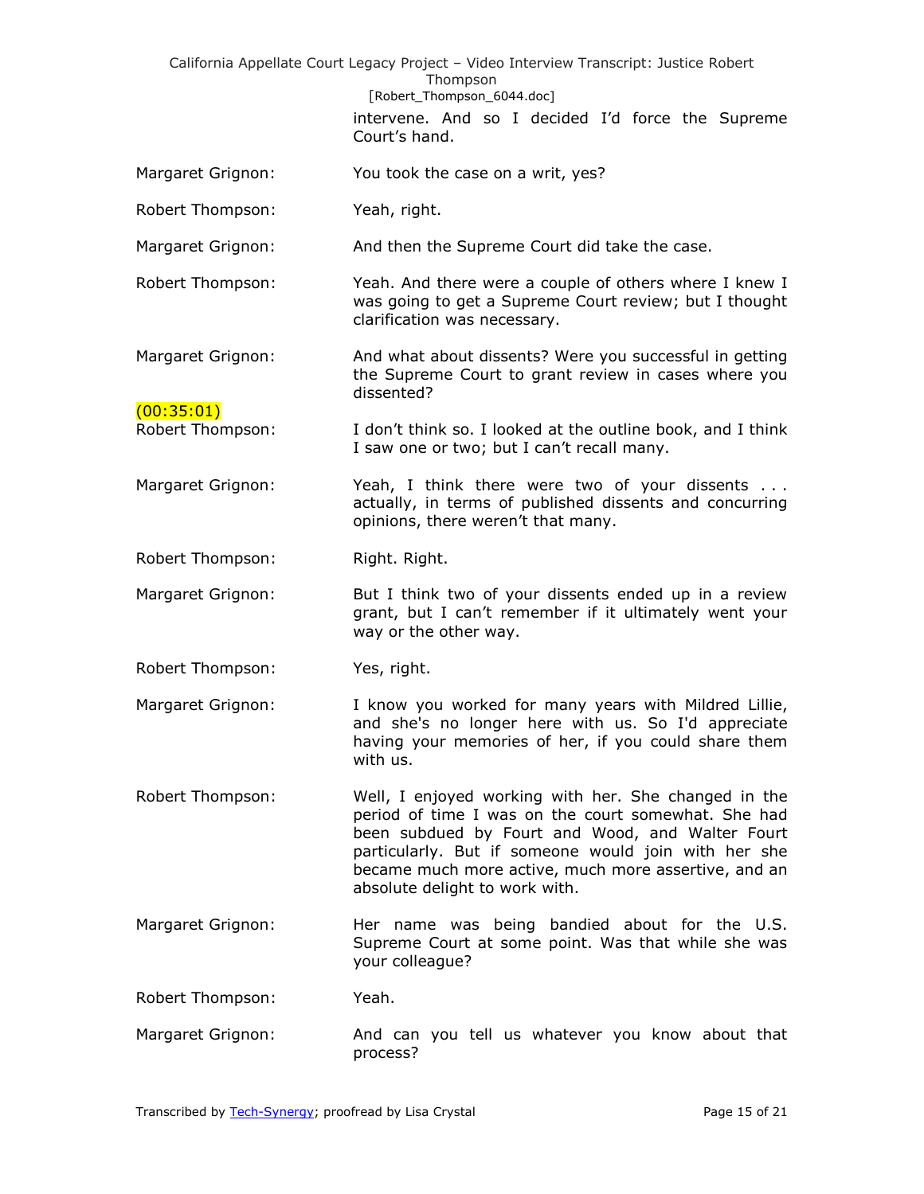intervene. And so I decided I'd force the Supreme Court's hand.

Margaret Grignon: You took the case on a writ, yes?

Robert Thompson: Yeah, right.

Margaret Grignon: And then the Supreme Court did take the case.

Robert Thompson: Yeah. And there were a couple of others where I knew I was going to get a Supreme Court review; but I thought clarification was necessary.

Margaret Grignon: And what about dissents? Were you successful in getting the Supreme Court to grant review in cases where you dissented?

(00:35:01)

Robert Thompson: I don't think so. I looked at the outline book, and I think I saw one or two; but I can't recall many.

Margaret Grignon: Yeah, I think there were two of your dissents . . . actually, in terms of published dissents and concurring opinions, there weren't that many.

Robert Thompson: Right. Right.

Margaret Grignon: But I think two of your dissents ended up in a review grant, but I can't remember if it ultimately went your way or the other way.

Robert Thompson: Yes, right.

Margaret Grignon: I know you worked for many years with Mildred Lillie, and she's no longer here with us. So I'd appreciate having your memories of her, if you could share them with us.

Robert Thompson: Well, I enjoyed working with her. She changed in the period of time I was on the court somewhat. She had been subdued by Fourt and Wood, and Walter Fourt particularly. But if someone would join with her she became much more active, much more assertive, and an absolute delight to work with.

Margaret Grignon: Her name was being bandied about for the U.S. Supreme Court at some point. Was that while she was your colleague?

Robert Thompson: Yeah.

Margaret Grignon: And can you tell us whatever you know about that process?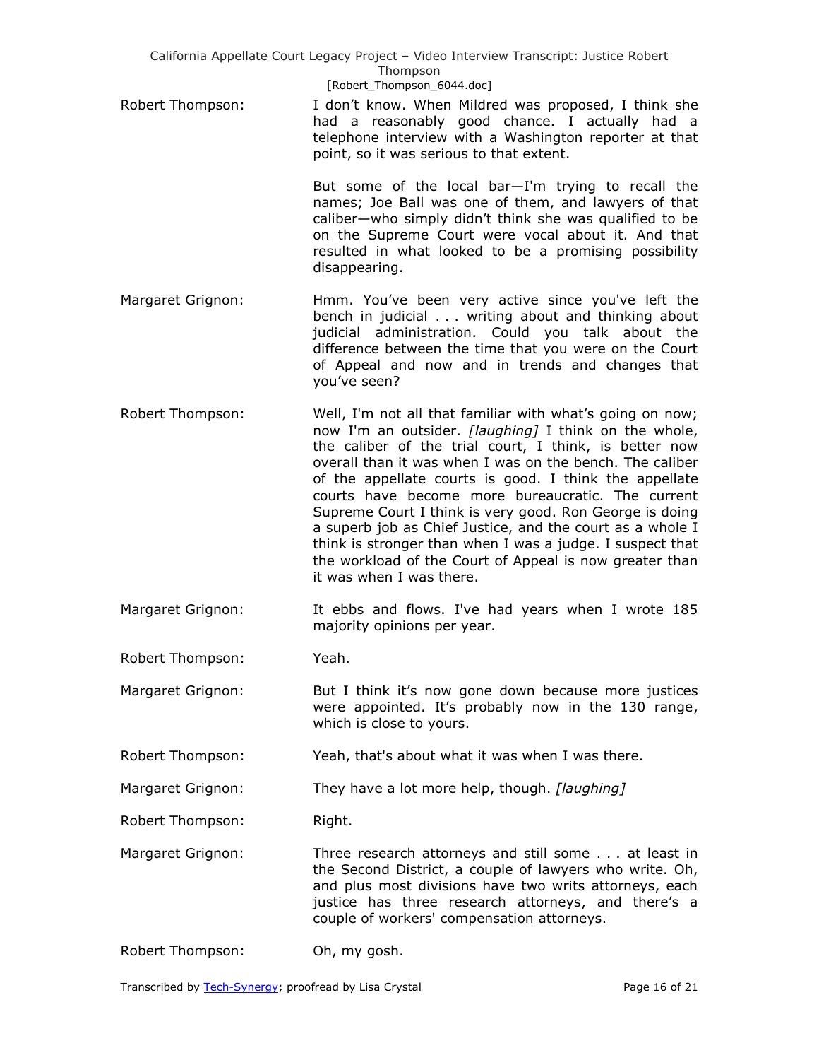Robert Thompson: I don't know. When Mildred was proposed, I think she had a reasonably good chance. I actually had a telephone interview with a Washington reporter at that point, so it was serious to that extent.

But some of the local bar—I'm trying to recall the names; Joe Ball was one of them, and lawyers of that caliber—who simply didn't think she was qualified to be on the Supreme Court were vocal about it. And that resulted in what looked to be a promising possibility disappearing.

Margaret Grignon: Hmm. You've been very active since you've left the bench in judicial . . . writing about and thinking about judicial administration. Could you talk about the difference between the time that you were on the Court of Appeal and now and in trends and changes that you've seen?

Robert Thompson: Well, I'm not all that familiar with what's going on now; now I'm an outsider. *[laughing]* I think on the whole, the caliber of the trial court, I think, is better now overall than it was when I was on the bench. The caliber of the appellate courts is good. I think the appellate courts have become more bureaucratic. The current Supreme Court I think is very good. Ron George is doing a superb job as Chief Justice, and the court as a whole I think is stronger than when I was a judge. I suspect that the workload of the Court of Appeal is now greater than it was when I was there.

Margaret Grignon: It ebbs and flows. I've had years when I wrote 185 majority opinions per year.

Robert Thompson: Yeah.

Margaret Grignon: But I think it's now gone down because more justices were appointed. It's probably now in the 130 range, which is close to yours.

Robert Thompson: Yeah, that's about what it was when I was there.

Margaret Grignon: They have a lot more help, though. *[laughing]*

Robert Thompson: Right.

Margaret Grignon: Three research attorneys and still some . . . at least in the Second District, a couple of lawyers who write. Oh, and plus most divisions have two writs attorneys, each justice has three research attorneys, and there's a couple of workers' compensation attorneys.

Robert Thompson: Oh, my gosh.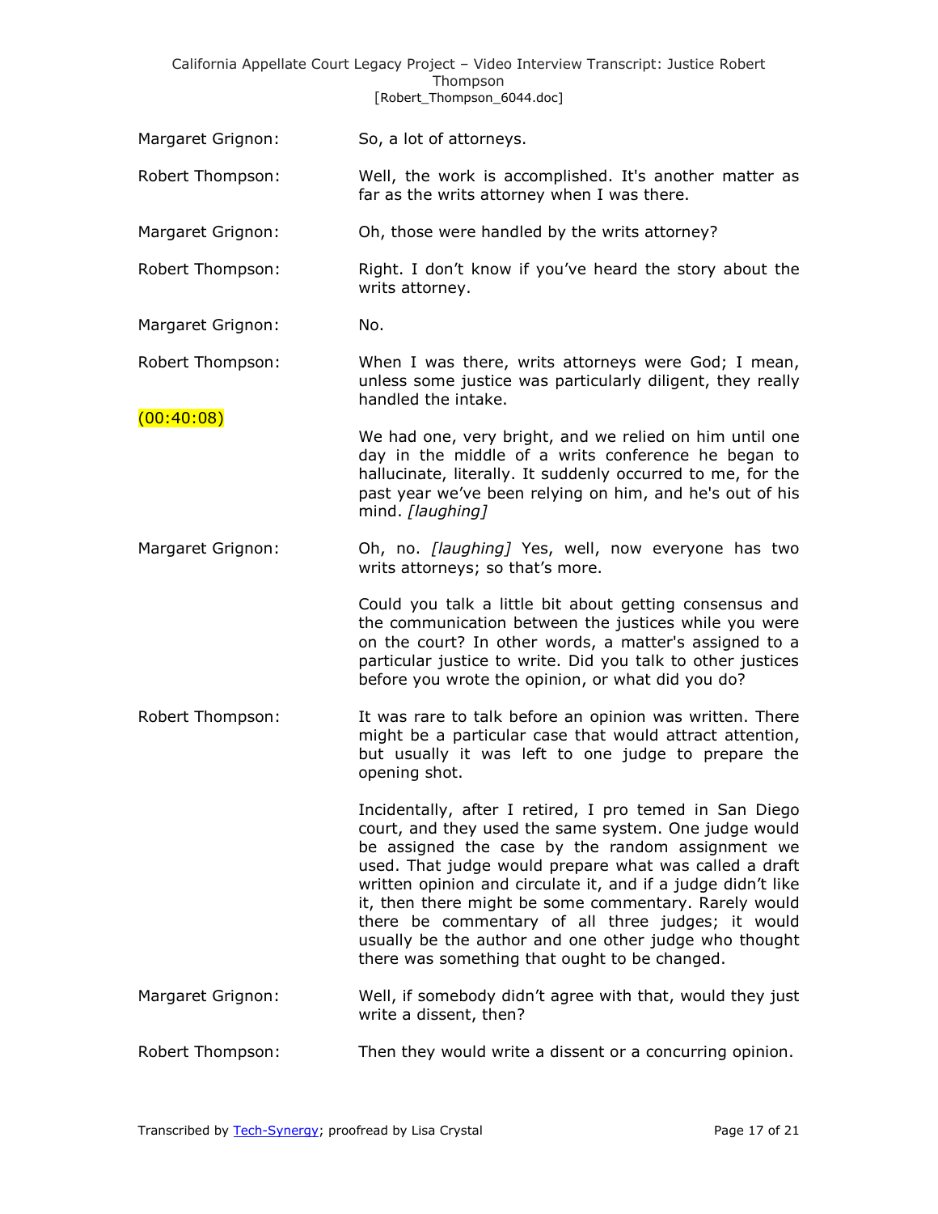Margaret Grignon: So, a lot of attorneys.

Robert Thompson: Well, the work is accomplished. It's another matter as far as the writs attorney when I was there.

Margaret Grignon: Oh, those were handled by the writs attorney?

Robert Thompson: Right. I don't know if you've heard the story about the writs attorney.

Margaret Grignon: No.

Robert Thompson: When I was there, writs attorneys were God; I mean, unless some justice was particularly diligent, they really handled the intake.

(00:40:08)

We had one, very bright, and we relied on him until one day in the middle of a writs conference he began to hallucinate, literally. It suddenly occurred to me, for the past year we've been relying on him, and he's out of his mind. *[laughing]*

Margaret Grignon: Oh, no. *[laughing]* Yes, well, now everyone has two writs attorneys; so that's more.

Could you talk a little bit about getting consensus and the communication between the justices while you were on the court? In other words, a matter's assigned to a particular justice to write. Did you talk to other justices before you wrote the opinion, or what did you do?

Robert Thompson: It was rare to talk before an opinion was written. There might be a particular case that would attract attention, but usually it was left to one judge to prepare the opening shot.

Incidentally, after I retired, I pro temed in San Diego court, and they used the same system. One judge would be assigned the case by the random assignment we used. That judge would prepare what was called a draft written opinion and circulate it, and if a judge didn't like it, then there might be some commentary. Rarely would there be commentary of all three judges; it would usually be the author and one other judge who thought there was something that ought to be changed.

Margaret Grignon: Well, if somebody didn't agree with that, would they just write a dissent, then?

Robert Thompson: Then they would write a dissent or a concurring opinion.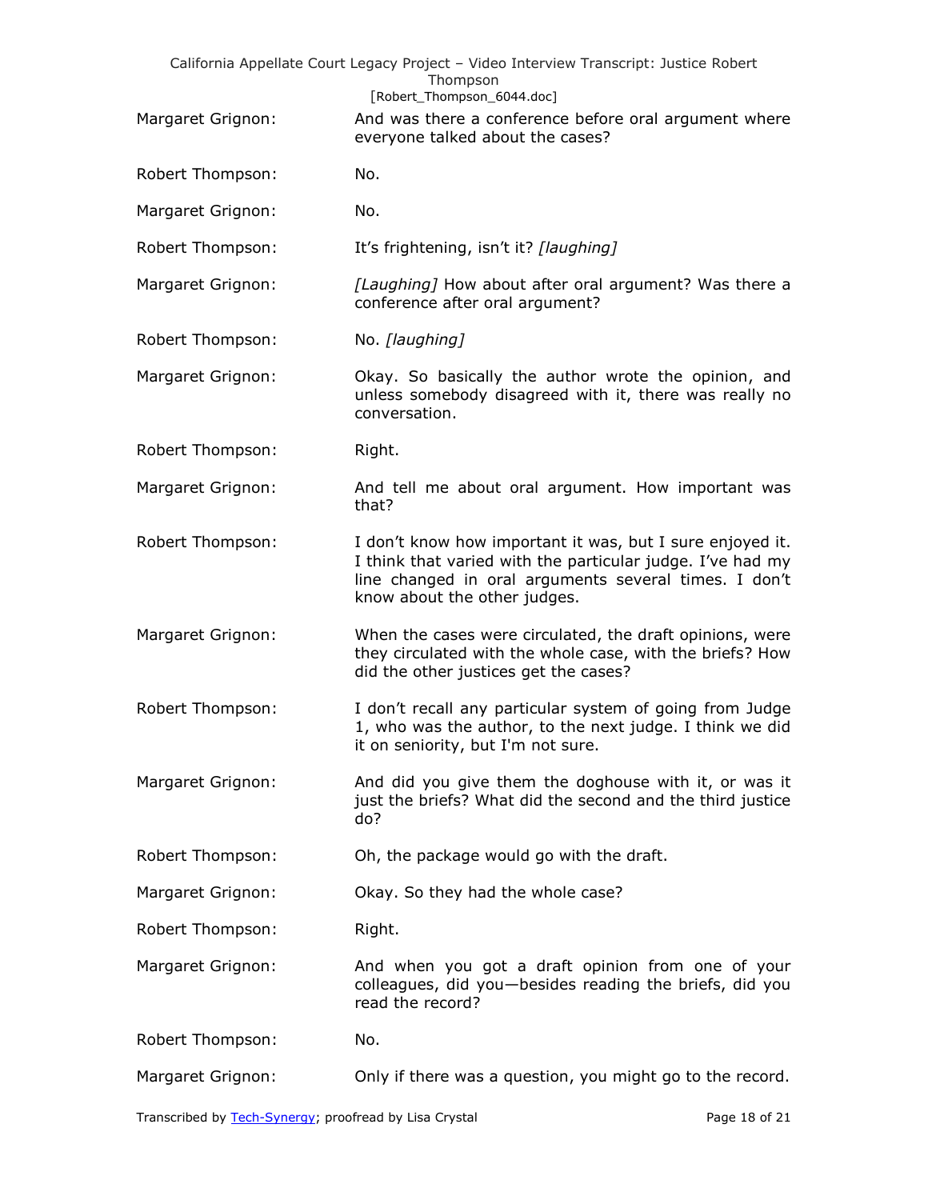Margaret Grignon: And was there a conference before oral argument where everyone talked about the cases?

Robert Thompson: No.

Margaret Grignon: No.

Robert Thompson: It's frightening, isn't it? *[laughing]*

Margaret Grignon: *[Laughing]* How about after oral argument? Was there a conference after oral argument?

Robert Thompson: No. *[laughing]*

Margaret Grignon: Okay. So basically the author wrote the opinion, and unless somebody disagreed with it, there was really no conversation.

Robert Thompson: Right.

Margaret Grignon: And tell me about oral argument. How important was that?

Robert Thompson: I don't know how important it was, but I sure enjoyed it. I think that varied with the particular judge. I've had my line changed in oral arguments several times. I don't know about the other judges.

Margaret Grignon: When the cases were circulated, the draft opinions, were they circulated with the whole case, with the briefs? How did the other justices get the cases?

Robert Thompson: I don't recall any particular system of going from Judge 1, who was the author, to the next judge. I think we did it on seniority, but I'm not sure.

Margaret Grignon: And did you give them the doghouse with it, or was it just the briefs? What did the second and the third justice do?

Robert Thompson: Oh, the package would go with the draft.

Margaret Grignon: Okay. So they had the whole case?

Robert Thompson: Right.

Margaret Grignon: And when you got a draft opinion from one of your colleagues, did you—besides reading the briefs, did you read the record?

Robert Thompson: No.

Margaret Grignon: Only if there was a question, you might go to the record.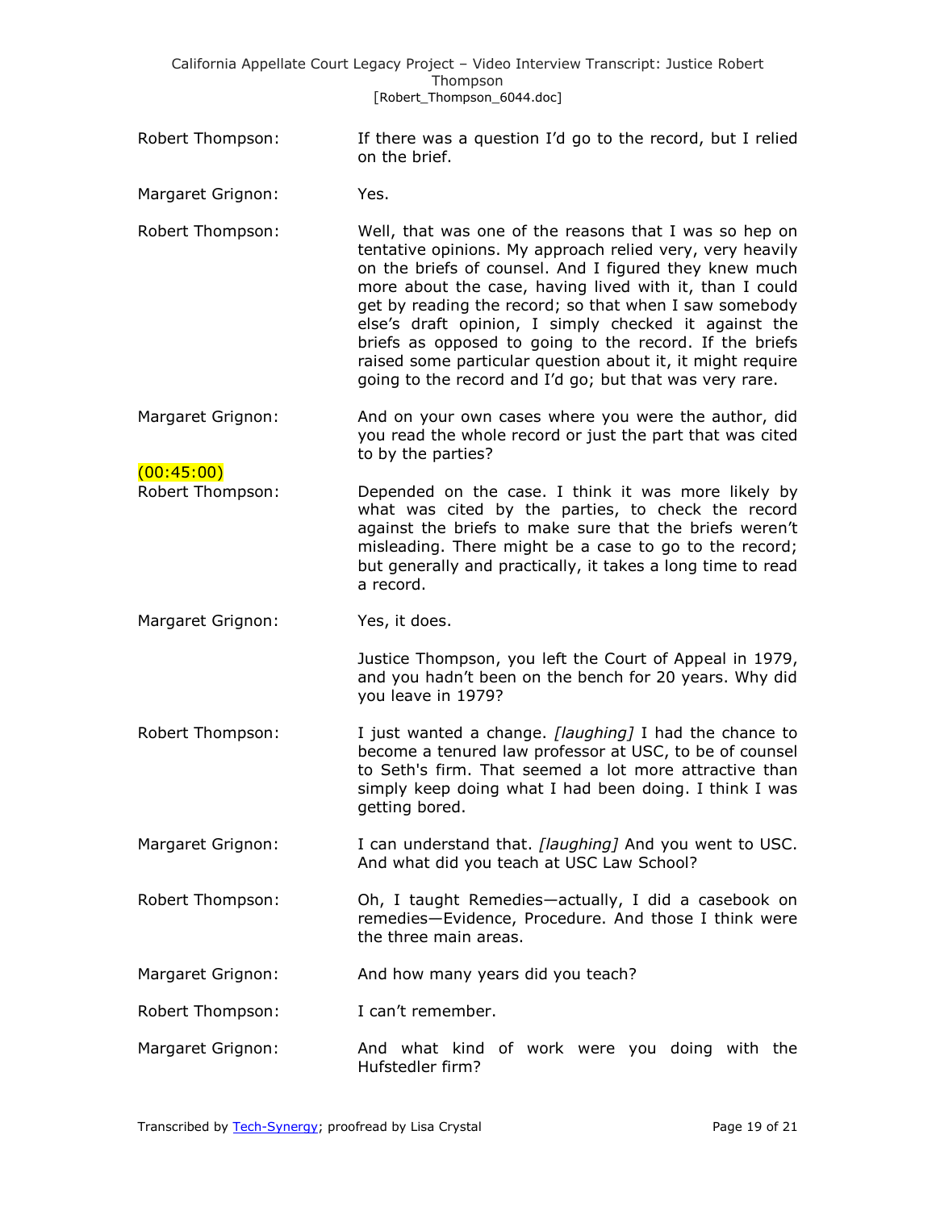Robert Thompson: If there was a question I'd go to the record, but I relied on the brief.

Margaret Grignon: Yes.

Robert Thompson: Well, that was one of the reasons that I was so hep on tentative opinions. My approach relied very, very heavily on the briefs of counsel. And I figured they knew much more about the case, having lived with it, than I could get by reading the record; so that when I saw somebody else's draft opinion, I simply checked it against the briefs as opposed to going to the record. If the briefs raised some particular question about it, it might require going to the record and I'd go; but that was very rare.

Margaret Grignon: And on your own cases where you were the author, did you read the whole record or just the part that was cited to by the parties?

(00:45:00)

Robert Thompson: Depended on the case. I think it was more likely by what was cited by the parties, to check the record against the briefs to make sure that the briefs weren't misleading. There might be a case to go to the record; but generally and practically, it takes a long time to read a record.

Margaret Grignon: Yes, it does.

Justice Thompson, you left the Court of Appeal in 1979, and you hadn't been on the bench for 20 years. Why did you leave in 1979?

Robert Thompson: I just wanted a change. *[laughing]* I had the chance to become a tenured law professor at USC, to be of counsel to Seth's firm. That seemed a lot more attractive than simply keep doing what I had been doing. I think I was getting bored.

Margaret Grignon: I can understand that. *[laughing]* And you went to USC. And what did you teach at USC Law School?

Robert Thompson: Oh, I taught Remedies—actually, I did a casebook on remedies—Evidence, Procedure. And those I think were the three main areas.

Margaret Grignon: And how many years did you teach?

Robert Thompson: I can't remember.

Margaret Grignon: And what kind of work were you doing with the Hufstedler firm?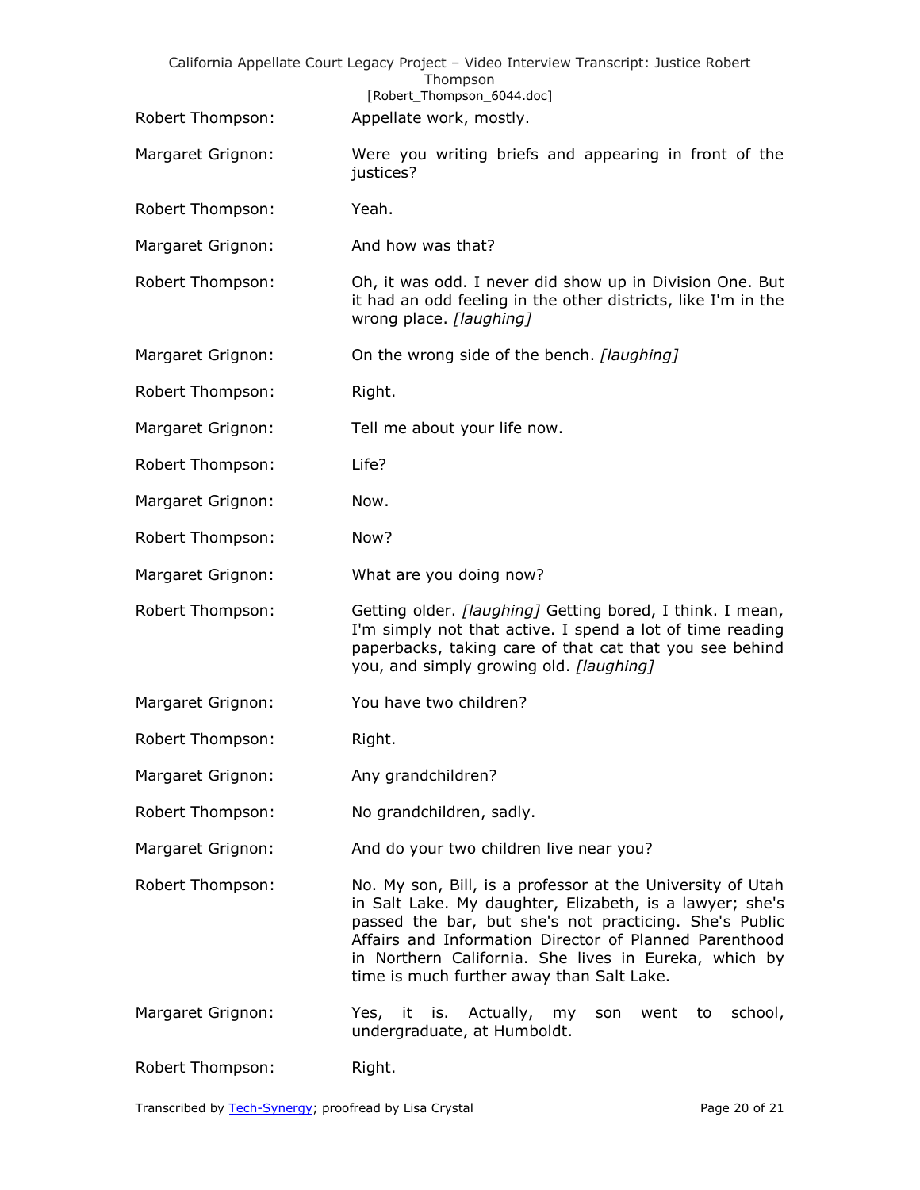Robert Thompson: Appellate work, mostly.

Margaret Grignon: Were you writing briefs and appearing in front of the justices?

Robert Thompson: Yeah.

Margaret Grignon: And how was that?

Robert Thompson: Oh, it was odd. I never did show up in Division One. But it had an odd feeling in the other districts, like I'm in the wrong place. *[laughing]*

Margaret Grignon: On the wrong side of the bench. *[laughing]*

Robert Thompson: Right.

Margaret Grignon: Tell me about your life now.

Robert Thompson: Life?

Margaret Grignon: Now.

Robert Thompson: Now?

Margaret Grignon: What are you doing now?

Robert Thompson: Getting older. *[laughing]* Getting bored, I think. I mean, I'm simply not that active. I spend a lot of time reading paperbacks, taking care of that cat that you see behind you, and simply growing old. *[laughing]*

Margaret Grignon: You have two children?

Robert Thompson: Right.

Margaret Grignon: Any grandchildren?

Robert Thompson: No grandchildren, sadly.

Margaret Grignon: And do your two children live near you?

Robert Thompson: No. My son, Bill, is a professor at the University of Utah in Salt Lake. My daughter, Elizabeth, is a lawyer; she's passed the bar, but she's not practicing. She's Public Affairs and Information Director of Planned Parenthood in Northern California. She lives in Eureka, which by time is much further away than Salt Lake.

Margaret Grignon: Yes, it is. Actually, my son went to school, undergraduate, at Humboldt.

Robert Thompson: Right.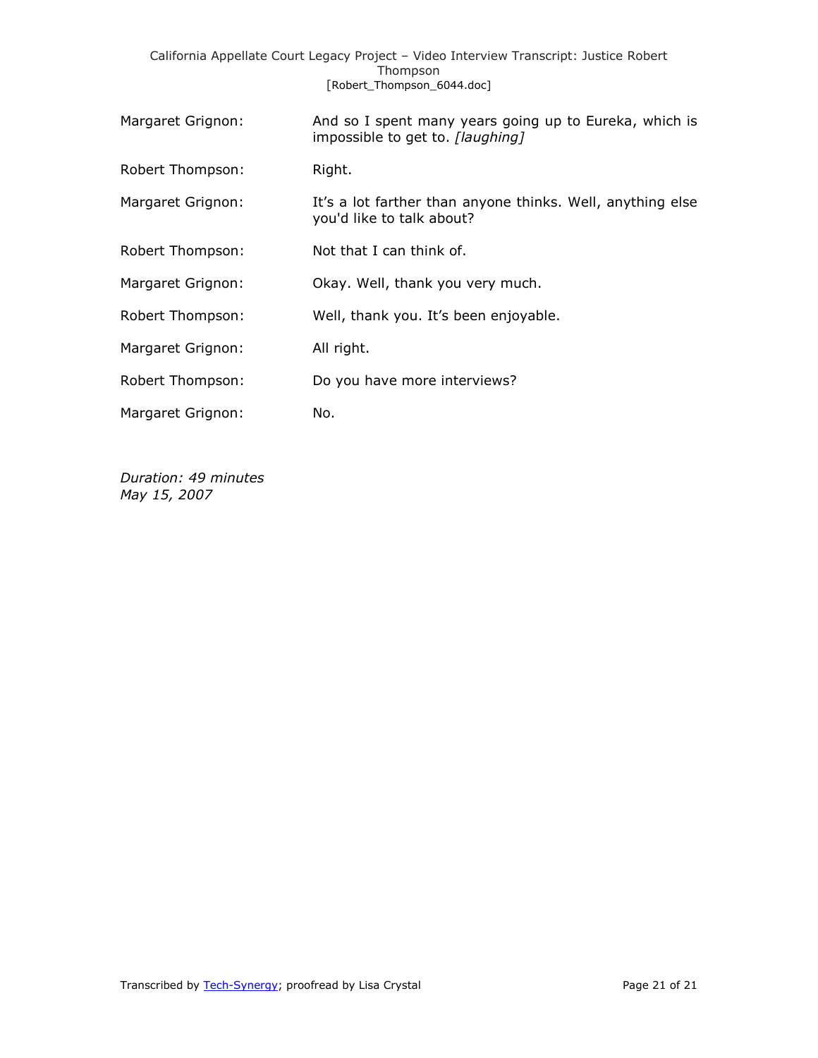Margaret Grignon: And so I spent many years going up to Eureka, which is impossible to get to. *[laughing]*

Robert Thompson: Right.

Margaret Grignon: It's a lot farther than anyone thinks. Well, anything else you'd like to talk about?

Robert Thompson: Not that I can think of.

Margaret Grignon: Okay. Well, thank you very much.

Robert Thompson: Well, thank you. It's been enjoyable.

Margaret Grignon: All right.

Robert Thompson: Do you have more interviews?

Margaret Grignon: No.

*Duration: 49 minutes*
*May 15, 2007*